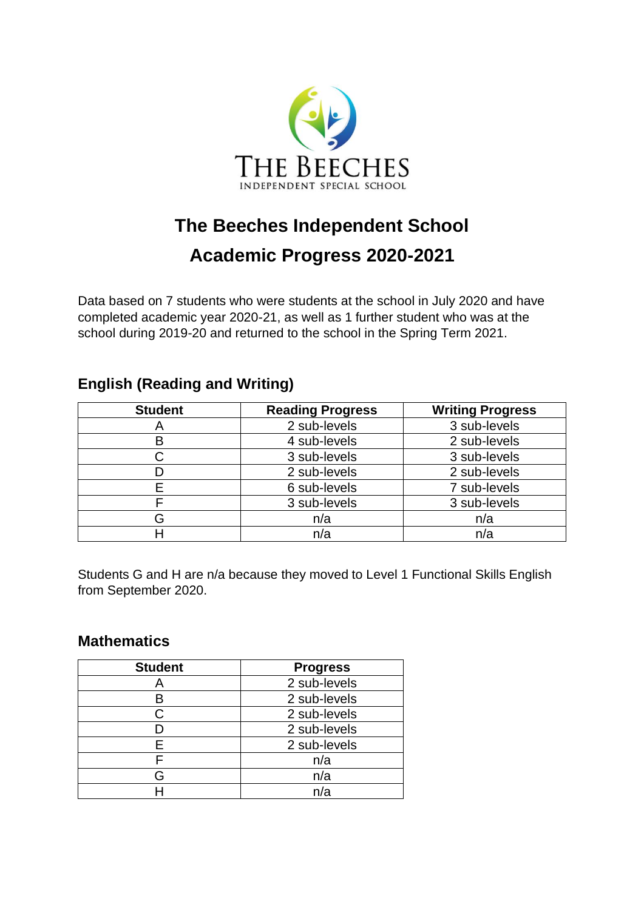THE BEECHES
INDEPENDENT SPECIAL SCHOOL

# The Beeches Independent School

# Academic Progress 2020-2021

Data based on 7 students who were students at the school in July 2020 and have completed academic year 2020-21, as well as 1 further student who was at the school during 2019-20 and returned to the school in the Spring Term 2021.

## English (Reading and Writing)

| Student | Reading Progress | Writing Progress |
|---|---|---|
| A | 2 sub-levels | 3 sub-levels |
| B | 4 sub-levels | 2 sub-levels |
| C | 3 sub-levels | 3 sub-levels |
| D | 2 sub-levels | 2 sub-levels |
| E | 6 sub-levels | 7 sub-levels |
| F | 3 sub-levels | 3 sub-levels |
| G | n/a | n/a |
| H | n/a | n/a |

Students G and H are n/a because they moved to Level 1 Functional Skills English from September 2020.

## Mathematics

| Student | Progress |
|---|---|
| A | 2 sub-levels |
| B | 2 sub-levels |
| C | 2 sub-levels |
| D | 2 sub-levels |
| E | 2 sub-levels |
| F | n/a |
| G | n/a |
| H | n/a |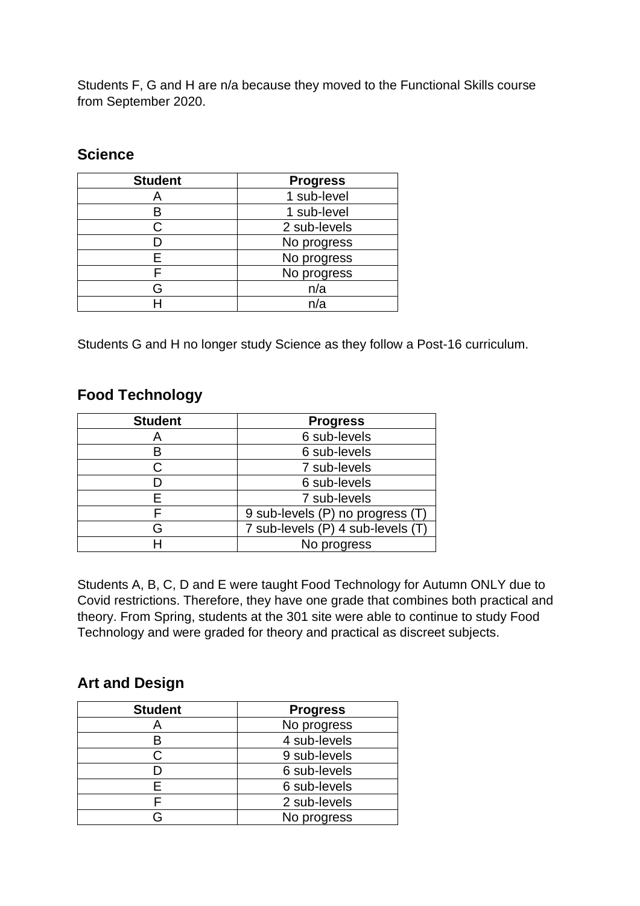Students F, G and H are n/a because they moved to the Functional Skills course from September 2020.

## Science

| Student | Progress |
|---|---|
| A | 1 sub-level |
| B | 1 sub-level |
| C | 2 sub-levels |
| D | No progress |
| E | No progress |
| F | No progress |
| G | n/a |
| H | n/a |

Students G and H no longer study Science as they follow a Post-16 curriculum.

## Food Technology

| Student | Progress |
|---|---|
| A | 6 sub-levels |
| B | 6 sub-levels |
| C | 7 sub-levels |
| D | 6 sub-levels |
| E | 7 sub-levels |
| F | 9 sub-levels (P) no progress (T) |
| G | 7 sub-levels (P) 4 sub-levels (T) |
| H | No progress |

Students A, B, C, D and E were taught Food Technology for Autumn ONLY due to Covid restrictions. Therefore, they have one grade that combines both practical and theory. From Spring, students at the 301 site were able to continue to study Food Technology and were graded for theory and practical as discreet subjects.

## Art and Design

| Student | Progress |
|---|---|
| A | No progress |
| B | 4 sub-levels |
| C | 9 sub-levels |
| D | 6 sub-levels |
| E | 6 sub-levels |
| F | 2 sub-levels |
| G | No progress |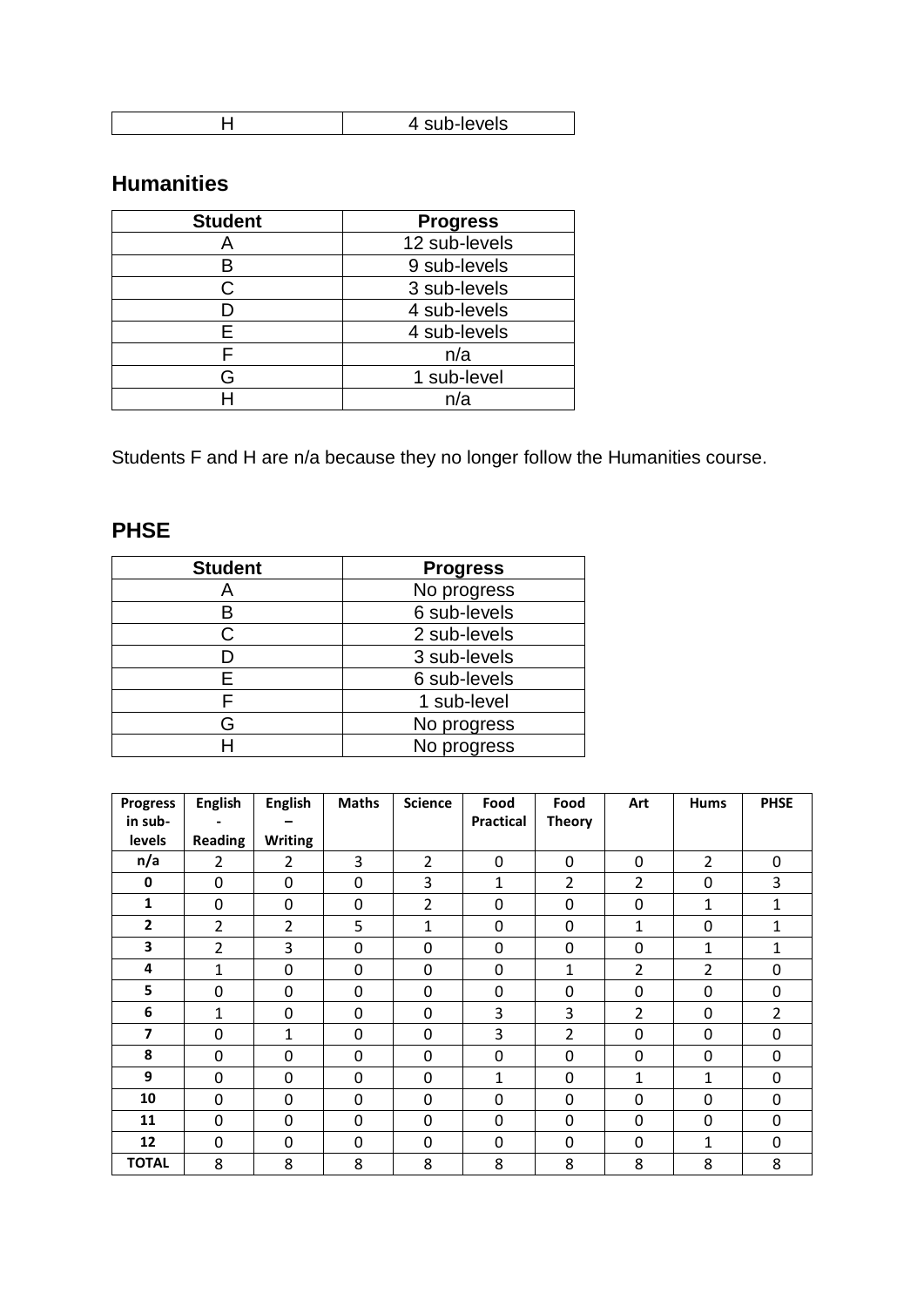| H | 4 sub-levels |
|---|---|

## Humanities

| Student | Progress |
|---|---|
| A | 12 sub-levels |
| B | 9 sub-levels |
| C | 3 sub-levels |
| D | 4 sub-levels |
| E | 4 sub-levels |
| F | n/a |
| G | 1 sub-level |
| H | n/a |

Students F and H are n/a because they no longer follow the Humanities course.

## PHSE

| Student | Progress |
|---|---|
| A | No progress |
| B | 6 sub-levels |
| C | 2 sub-levels |
| D | 3 sub-levels |
| E | 6 sub-levels |
| F | 1 sub-level |
| G | No progress |
| H | No progress |

| Progress in sub-levels | English - Reading | English – Writing | Maths | Science | Food Practical | Food Theory | Art | Hums | PHSE |
|---|---|---|---|---|---|---|---|---|---|
| n/a | 2 | 2 | 3 | 2 | 0 | 0 | 0 | 2 | 0 |
| 0 | 0 | 0 | 0 | 3 | 1 | 2 | 2 | 0 | 3 |
| 1 | 0 | 0 | 0 | 2 | 0 | 0 | 0 | 1 | 1 |
| 2 | 2 | 2 | 5 | 1 | 0 | 0 | 1 | 0 | 1 |
| 3 | 2 | 3 | 0 | 0 | 0 | 0 | 0 | 1 | 1 |
| 4 | 1 | 0 | 0 | 0 | 0 | 1 | 2 | 2 | 0 |
| 5 | 0 | 0 | 0 | 0 | 0 | 0 | 0 | 0 | 0 |
| 6 | 1 | 0 | 0 | 0 | 3 | 3 | 2 | 0 | 2 |
| 7 | 0 | 1 | 0 | 0 | 3 | 2 | 0 | 0 | 0 |
| 8 | 0 | 0 | 0 | 0 | 0 | 0 | 0 | 0 | 0 |
| 9 | 0 | 0 | 0 | 0 | 1 | 0 | 1 | 1 | 0 |
| 10 | 0 | 0 | 0 | 0 | 0 | 0 | 0 | 0 | 0 |
| 11 | 0 | 0 | 0 | 0 | 0 | 0 | 0 | 0 | 0 |
| 12 | 0 | 0 | 0 | 0 | 0 | 0 | 0 | 1 | 0 |
| TOTAL | 8 | 8 | 8 | 8 | 8 | 8 | 8 | 8 | 8 |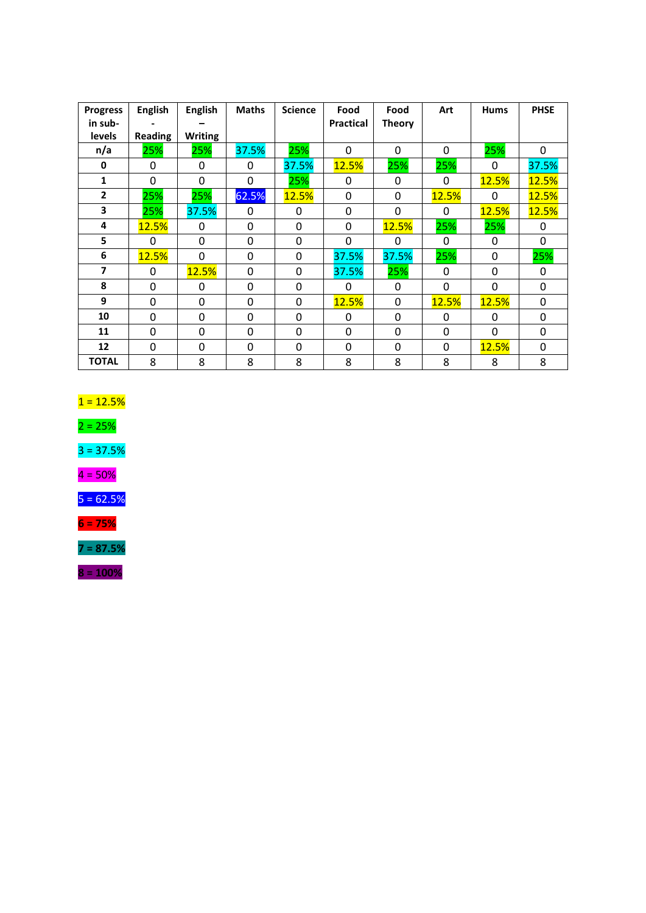| Progress in sub-levels | English - Reading | English – Writing | Maths | Science | Food Practical | Food Theory | Art | Hums | PHSE |
|---|---|---|---|---|---|---|---|---|---|
| n/a | 25% | 25% | 37.5% | 25% | 0 | 0 | 0 | 25% | 0 |
| 0 | 0 | 0 | 0 | 37.5% | 12.5% | 25% | 25% | 0 | 37.5% |
| 1 | 0 | 0 | 0 | 25% | 0 | 0 | 0 | 12.5% | 12.5% |
| 2 | 25% | 25% | 62.5% | 12.5% | 0 | 0 | 12.5% | 0 | 12.5% |
| 3 | 25% | 37.5% | 0 | 0 | 0 | 0 | 0 | 12.5% | 12.5% |
| 4 | 12.5% | 0 | 0 | 0 | 0 | 12.5% | 25% | 25% | 0 |
| 5 | 0 | 0 | 0 | 0 | 0 | 0 | 0 | 0 | 0 |
| 6 | 12.5% | 0 | 0 | 0 | 37.5% | 37.5% | 25% | 0 | 25% |
| 7 | 0 | 12.5% | 0 | 0 | 37.5% | 25% | 0 | 0 | 0 |
| 8 | 0 | 0 | 0 | 0 | 0 | 0 | 0 | 0 | 0 |
| 9 | 0 | 0 | 0 | 0 | 12.5% | 0 | 12.5% | 12.5% | 0 |
| 10 | 0 | 0 | 0 | 0 | 0 | 0 | 0 | 0 | 0 |
| 11 | 0 | 0 | 0 | 0 | 0 | 0 | 0 | 0 | 0 |
| 12 | 0 | 0 | 0 | 0 | 0 | 0 | 0 | 12.5% | 0 |
| **TOTAL** | 8 | 8 | 8 | 8 | 8 | 8 | 8 | 8 | 8 |

1 = 12.5%

2 = 25%

3 = 37.5%

4 = 50%

5 = 62.5%

6 = 75%

7 = 87.5%

8 = 100%